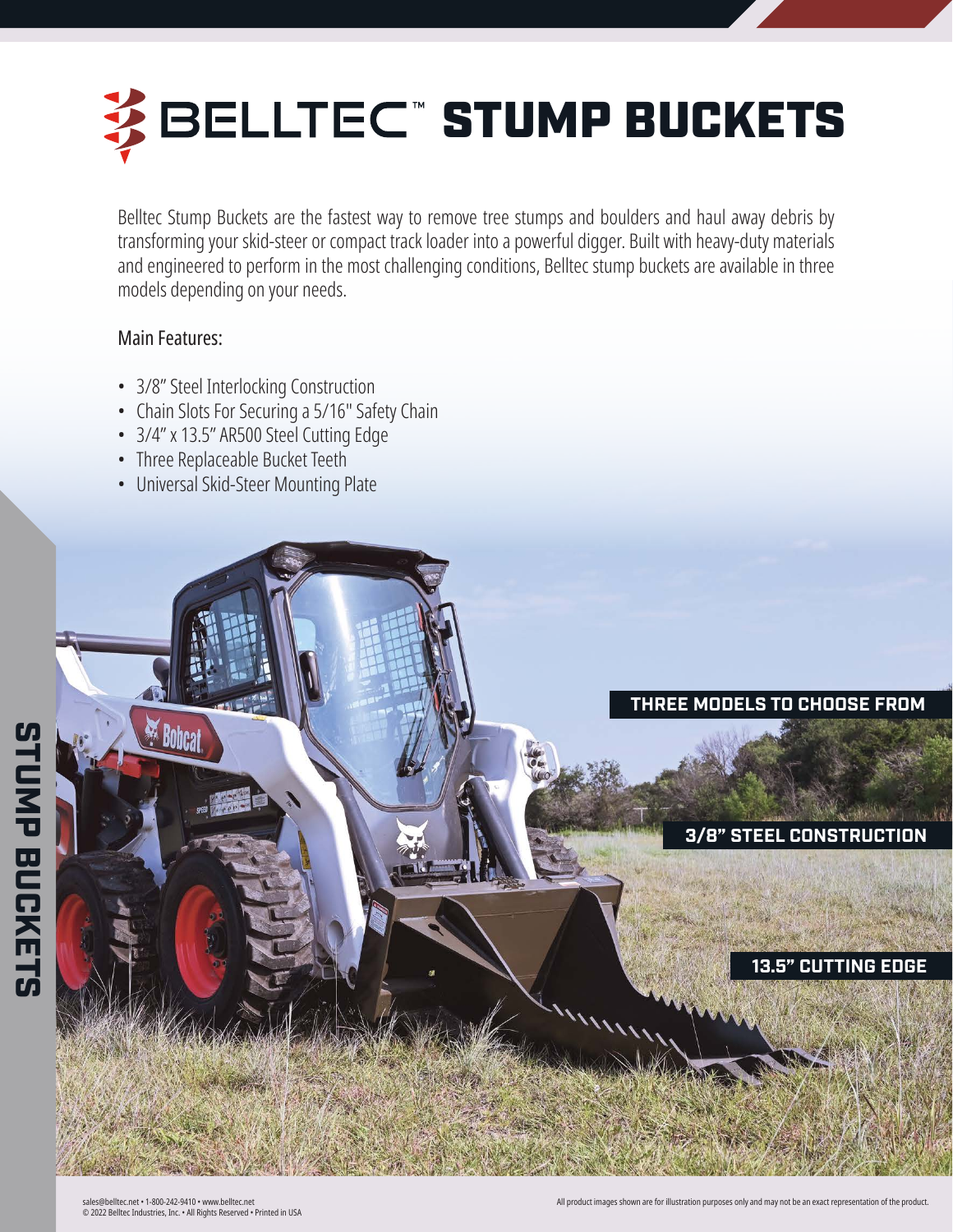# BELLTEC™ STUMP BUCKETS

Belltec Stump Buckets are the fastest way to remove tree stumps and boulders and haul away debris by transforming your skid-steer or compact track loader into a powerful digger. Built with heavy-duty materials and engineered to perform in the most challenging conditions, Belltec stump buckets are available in three models depending on your needs.

Main Features:

- 3/8" Steel Interlocking Construction
- Chain Slots For Securing a 5/16" Safety Chain
- 3/4" x 13.5" AR500 Steel Cutting Edge
- Three Replaceable Bucket Teeth
- Universal Skid-Steer Mounting Plate

**THREE MODELS TO CHOOSE FROM**

**3/8" STEEL CONSTRUCTION**

**13.5" CUTTING EDGE**

sales@belltec.net • 1-800-242-9410 • www.belltec.net
© 2022 Belltec Industries, Inc. • All Rights Reserved • Printed in USA

All product images shown are for illustration purposes only and may not be an exact representation of the product.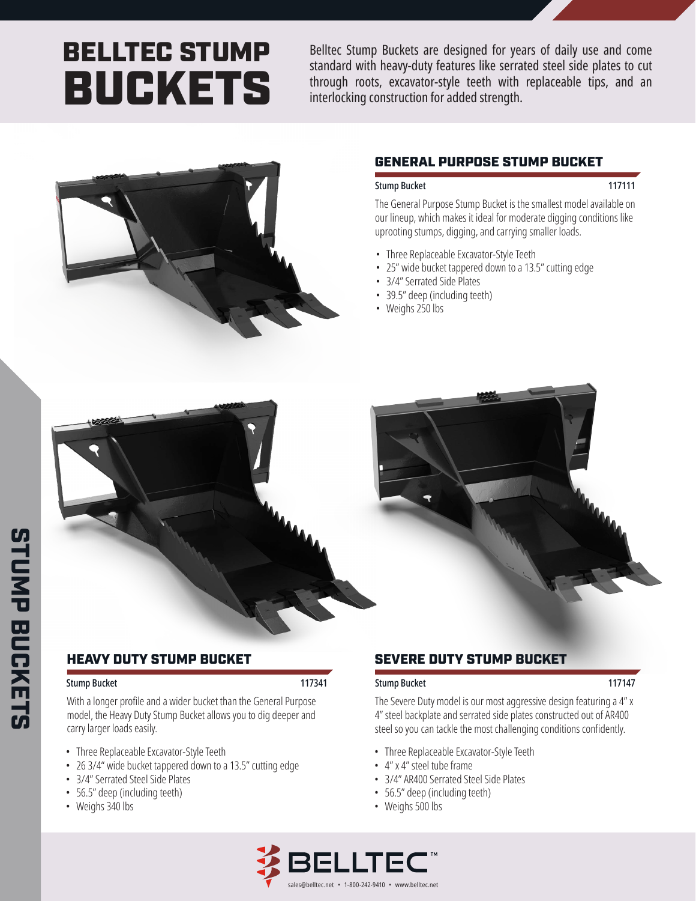# BELLTEC STUMP BUCKETS

Belltec Stump Buckets are designed for years of daily use and come standard with heavy-duty features like serrated steel side plates to cut through roots, excavator-style teeth with replaceable tips, and an interlocking construction for added strength.

## GENERAL PURPOSE STUMP BUCKET

| Stump Bucket | 117111 |
|---|---|

The General Purpose Stump Bucket is the smallest model available on our lineup, which makes it ideal for moderate digging conditions like uprooting stumps, digging, and carrying smaller loads.

- Three Replaceable Excavator-Style Teeth
- 25" wide bucket tappered down to a 13.5" cutting edge
- 3/4" Serrated Side Plates
- 39.5" deep (including teeth)
- Weighs 250 lbs

## HEAVY DUTY STUMP BUCKET

| Stump Bucket | 117341 |
|---|---|

With a longer profile and a wider bucket than the General Purpose model, the Heavy Duty Stump Bucket allows you to dig deeper and carry larger loads easily.

- Three Replaceable Excavator-Style Teeth
- 26 3/4" wide bucket tappered down to a 13.5" cutting edge
- 3/4" Serrated Steel Side Plates
- 56.5" deep (including teeth)
- Weighs 340 lbs

## SEVERE DUTY STUMP BUCKET

| Stump Bucket | 117147 |
|---|---|

The Severe Duty model is our most aggressive design featuring a 4" x 4" steel backplate and serrated side plates constructed out of AR400 steel so you can tackle the most challenging conditions confidently.

- Three Replaceable Excavator-Style Teeth
- 4" x 4" steel tube frame
- 3/4" AR400 Serrated Steel Side Plates
- 56.5" deep (including teeth)
- Weighs 500 lbs

BELLTEC™

sales@belltec.net • 1-800-242-9410 • www.belltec.net